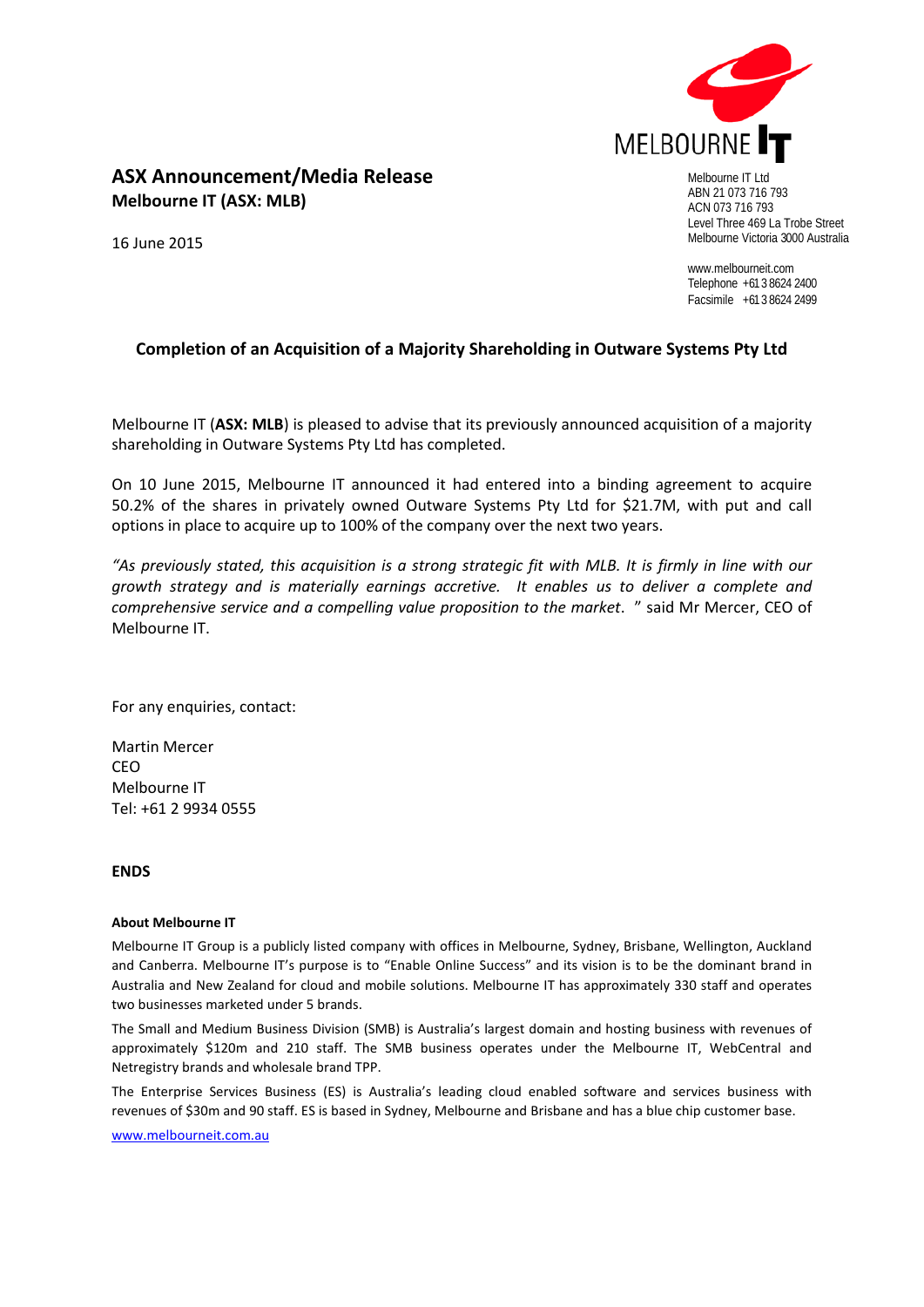Melbourne IT Ltd
ABN 21 073 716 793
ACN 073 716 793
Level Three 469 La Trobe Street
Melbourne Victoria 3000 Australia

www.melbourneit.com
Telephone +61 3 8624 2400
Facsimile +61 3 8624 2499

## ASX Announcement/Media Release
**Melbourne IT (ASX: MLB)**

16 June 2015

### Completion of an Acquisition of a Majority Shareholding in Outware Systems Pty Ltd

Melbourne IT (**ASX: MLB**) is pleased to advise that its previously announced acquisition of a majority shareholding in Outware Systems Pty Ltd has completed.

On 10 June 2015, Melbourne IT announced it had entered into a binding agreement to acquire 50.2% of the shares in privately owned Outware Systems Pty Ltd for $21.7M, with put and call options in place to acquire up to 100% of the company over the next two years.

*"As previously stated, this acquisition is a strong strategic fit with MLB. It is firmly in line with our growth strategy and is materially earnings accretive. It enables us to deliver a complete and comprehensive service and a compelling value proposition to the market. "* said Mr Mercer, CEO of Melbourne IT.

For any enquiries, contact:

Martin Mercer
CEO
Melbourne IT
Tel: +61 2 9934 0555

**ENDS**

#### About Melbourne IT

Melbourne IT Group is a publicly listed company with offices in Melbourne, Sydney, Brisbane, Wellington, Auckland and Canberra. Melbourne IT's purpose is to "Enable Online Success" and its vision is to be the dominant brand in Australia and New Zealand for cloud and mobile solutions. Melbourne IT has approximately 330 staff and operates two businesses marketed under 5 brands.

The Small and Medium Business Division (SMB) is Australia's largest domain and hosting business with revenues of approximately $120m and 210 staff. The SMB business operates under the Melbourne IT, WebCentral and Netregistry brands and wholesale brand TPP.

The Enterprise Services Business (ES) is Australia's leading cloud enabled software and services business with revenues of $30m and 90 staff. ES is based in Sydney, Melbourne and Brisbane and has a blue chip customer base.

www.melbourneit.com.au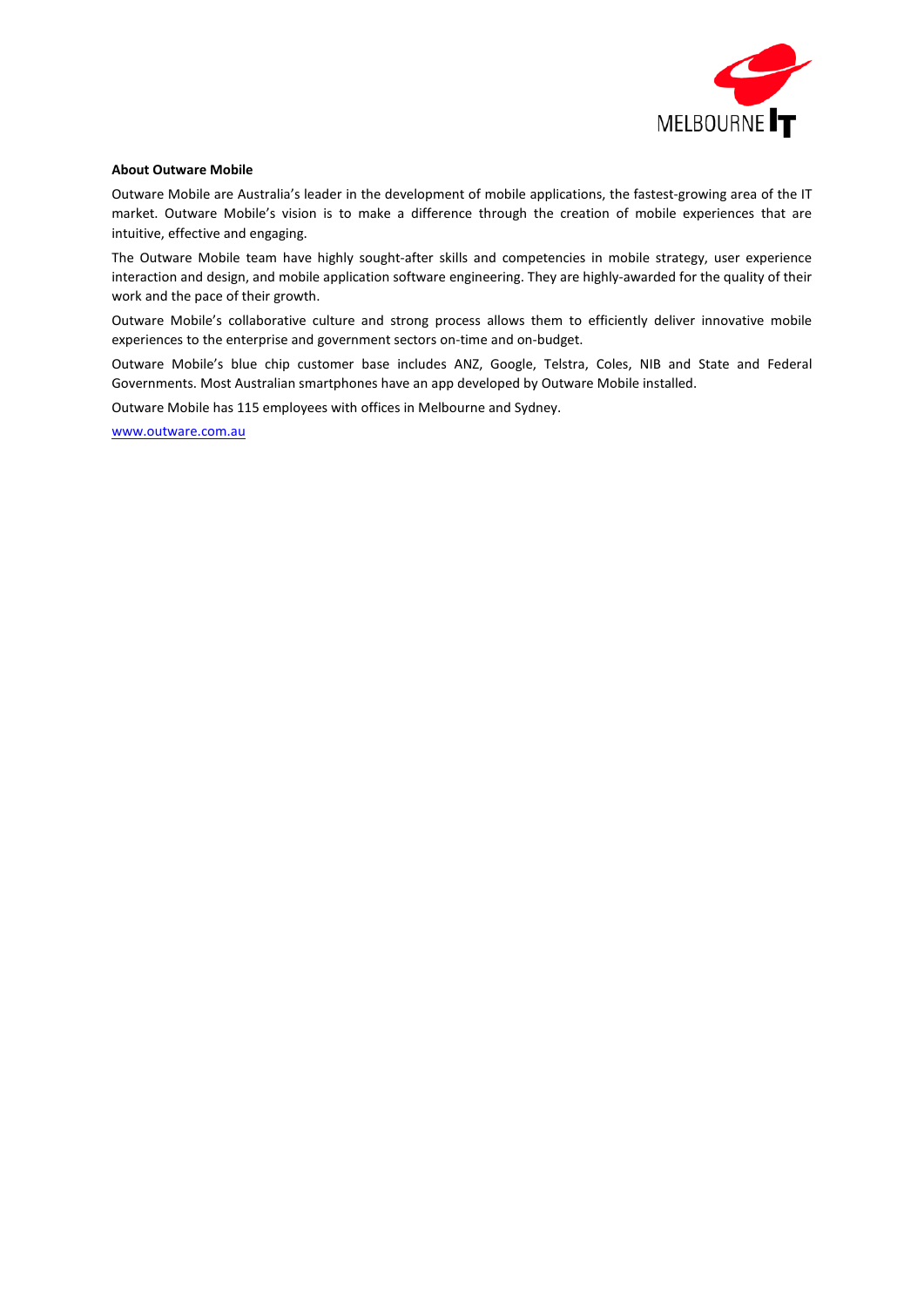**About Outware Mobile**

Outware Mobile are Australia's leader in the development of mobile applications, the fastest-growing area of the IT market. Outware Mobile's vision is to make a difference through the creation of mobile experiences that are intuitive, effective and engaging.

The Outware Mobile team have highly sought-after skills and competencies in mobile strategy, user experience interaction and design, and mobile application software engineering. They are highly-awarded for the quality of their work and the pace of their growth.

Outware Mobile's collaborative culture and strong process allows them to efficiently deliver innovative mobile experiences to the enterprise and government sectors on-time and on-budget.

Outware Mobile's blue chip customer base includes ANZ, Google, Telstra, Coles, NIB and State and Federal Governments. Most Australian smartphones have an app developed by Outware Mobile installed.

Outware Mobile has 115 employees with offices in Melbourne and Sydney.

www.outware.com.au